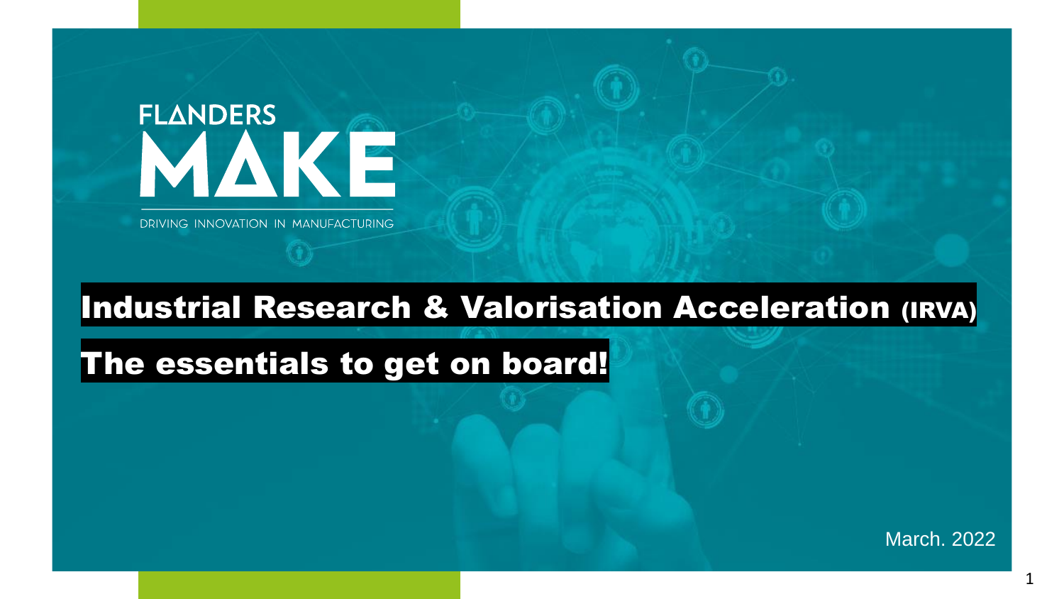FLANDERS MAKE

DRIVING INNOVATION IN MANUFACTURING

# Industrial Research & Valorisation Acceleration (IRVA)

# The essentials to get on board!

March. 2022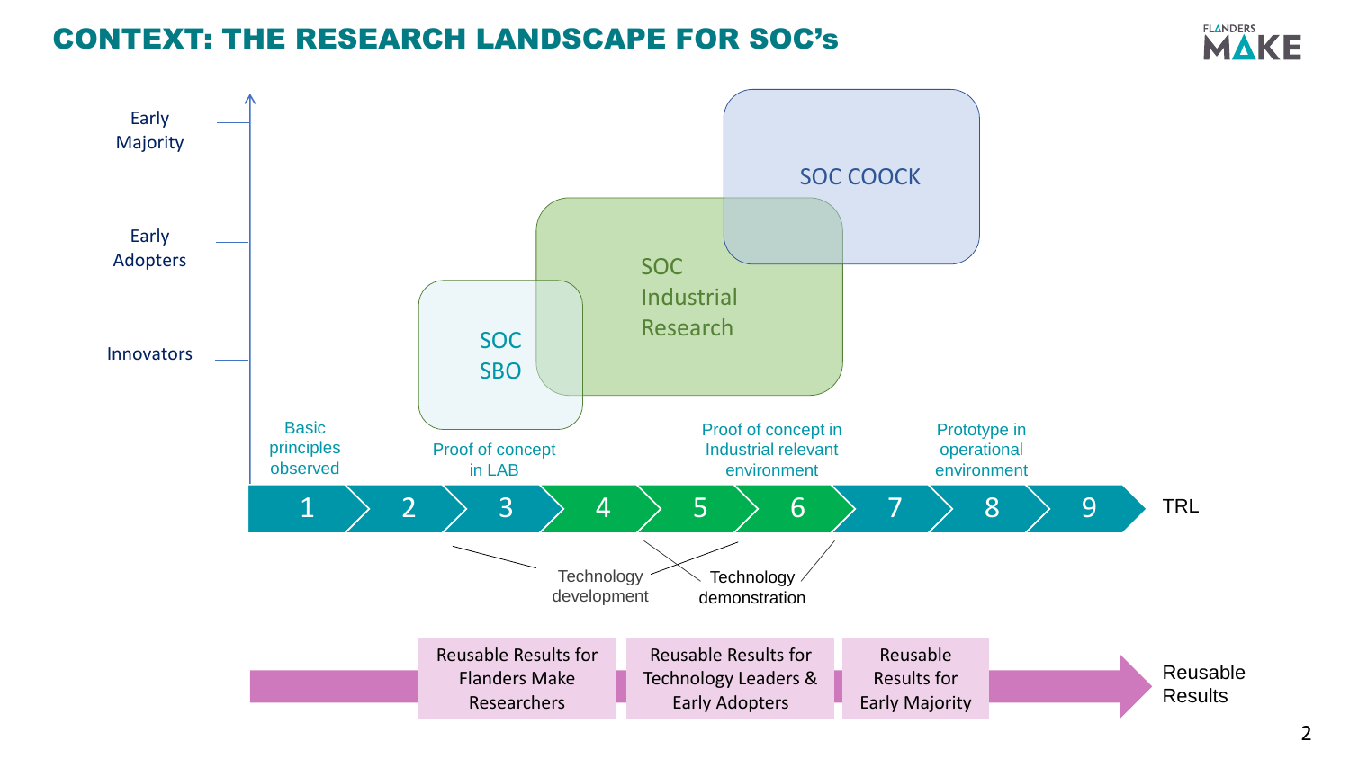# CONTEXT: THE RESEARCH LANDSCAPE FOR SOC's

Early Majority

Early Adopters

Innovators

SOC COOCK

SOC Industrial Research

SOC SBO

Basic principles observed

Proof of concept in LAB

Proof of concept in Industrial relevant environment

Prototype in operational environment

1 2 3 4 5 6 7 8 9 TRL

Technology development

Technology demonstration

Reusable Results for Flanders Make Researchers

Reusable Results for Technology Leaders & Early Adopters

Reusable Results for Early Majority

Reusable Results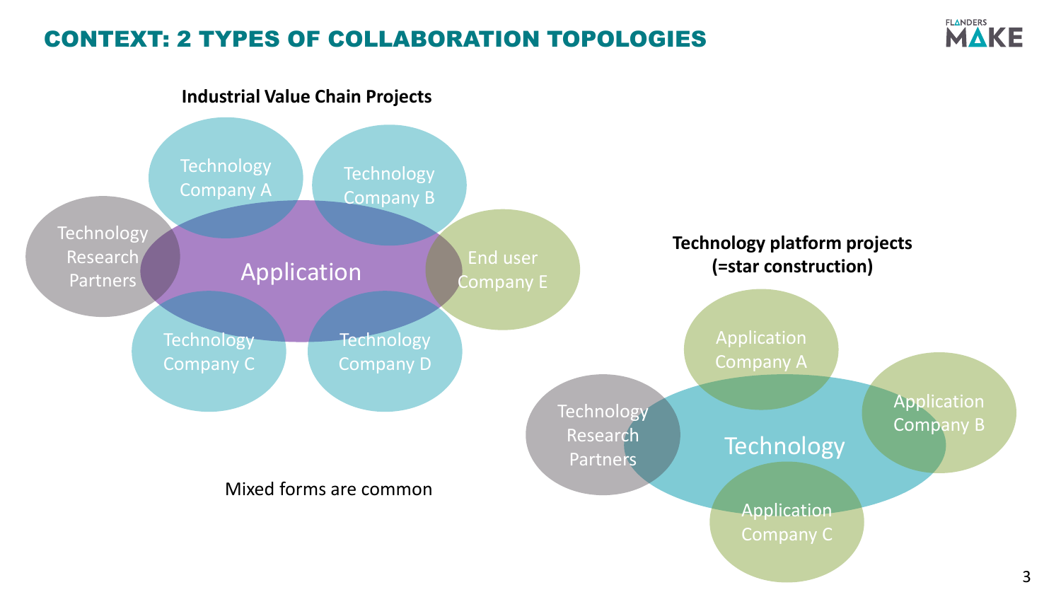# CONTEXT: 2 TYPES OF COLLABORATION TOPOLOGIES

**Industrial Value Chain Projects**

- Application
- Technology Company A
- Technology Company B
- Technology Company C
- Technology Company D
- Technology Research Partners
- End user Company E

Mixed forms are common

**Technology platform projects (=star construction)**

- Technology
- Application Company A
- Application Company B
- Application Company C
- Technology Research Partners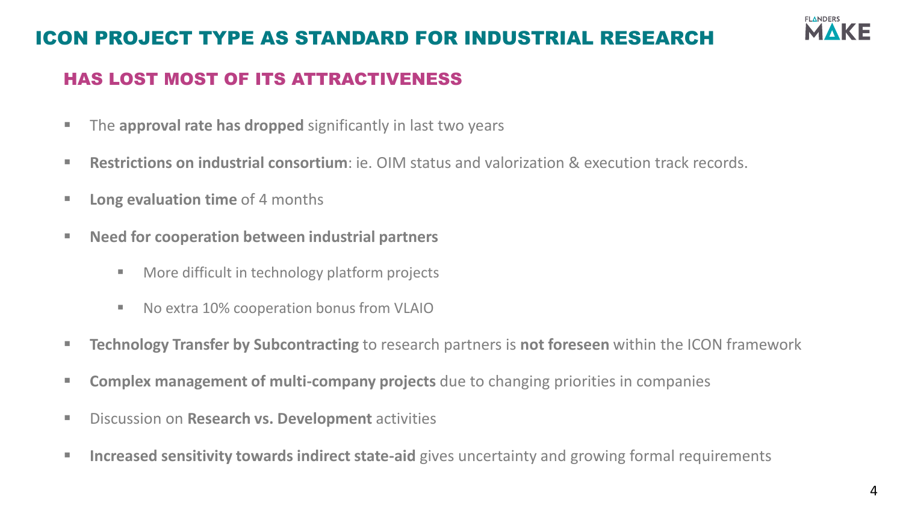# ICON PROJECT TYPE AS STANDARD FOR INDUSTRIAL RESEARCH

## HAS LOST MOST OF ITS ATTRACTIVENESS

- The **approval rate has dropped** significantly in last two years
- **Restrictions on industrial consortium**: ie. OIM status and valorization & execution track records.
- **Long evaluation time** of 4 months
- **Need for cooperation between industrial partners**
  - More difficult in technology platform projects
  - No extra 10% cooperation bonus from VLAIO
- **Technology Transfer by Subcontracting** to research partners is **not foreseen** within the ICON framework
- **Complex management of multi-company projects** due to changing priorities in companies
- Discussion on **Research vs. Development** activities
- **Increased sensitivity towards indirect state-aid** gives uncertainty and growing formal requirements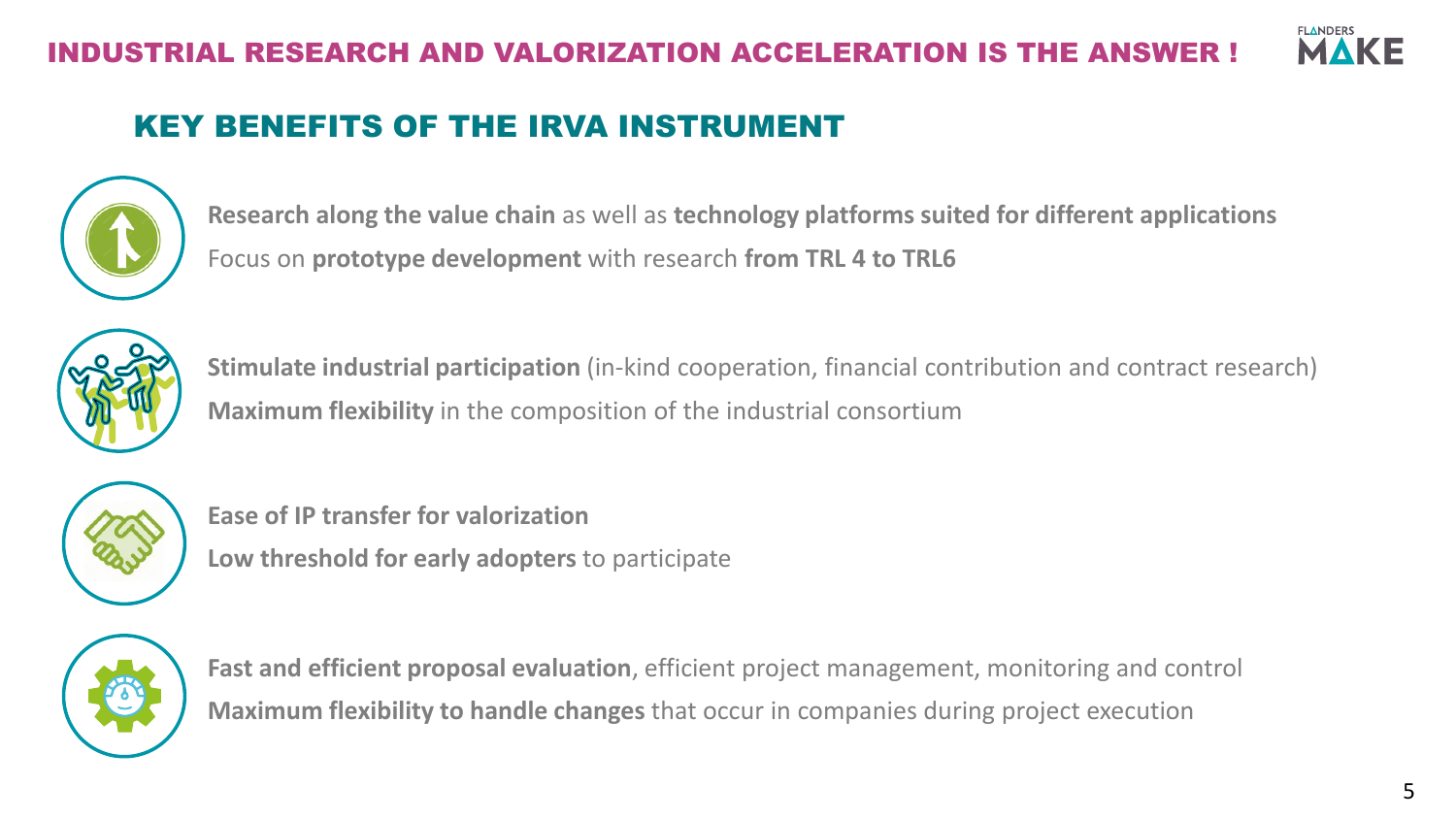# INDUSTRIAL RESEARCH AND VALORIZATION ACCELERATION IS THE ANSWER !

## KEY BENEFITS OF THE IRVA INSTRUMENT

**Research along the value chain** as well as **technology platforms suited for different applications**
Focus on **prototype development** with research **from TRL 4 to TRL6**

**Stimulate industrial participation** (in-kind cooperation, financial contribution and contract research)
**Maximum flexibility** in the composition of the industrial consortium

**Ease of IP transfer for valorization**
**Low threshold for early adopters** to participate

**Fast and efficient proposal evaluation**, efficient project management, monitoring and control
**Maximum flexibility to handle changes** that occur in companies during project execution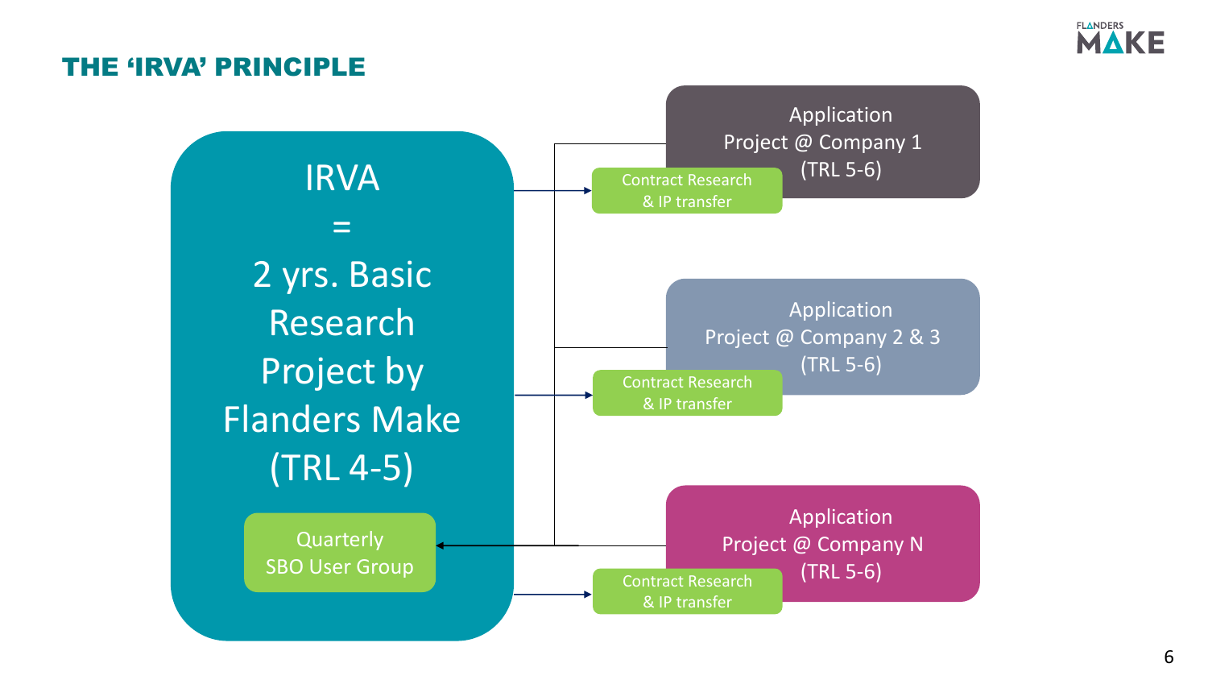# THE ‘IRVA’ PRINCIPLE

IRVA = 2 yrs. Basic Research Project by Flanders Make (TRL 4-5)

Quarterly SBO User Group

Contract Research & IP transfer → Application Project @ Company 1 (TRL 5-6)

Contract Research & IP transfer → Application Project @ Company 2 & 3 (TRL 5-6)

Contract Research & IP transfer → Application Project @ Company N (TRL 5-6)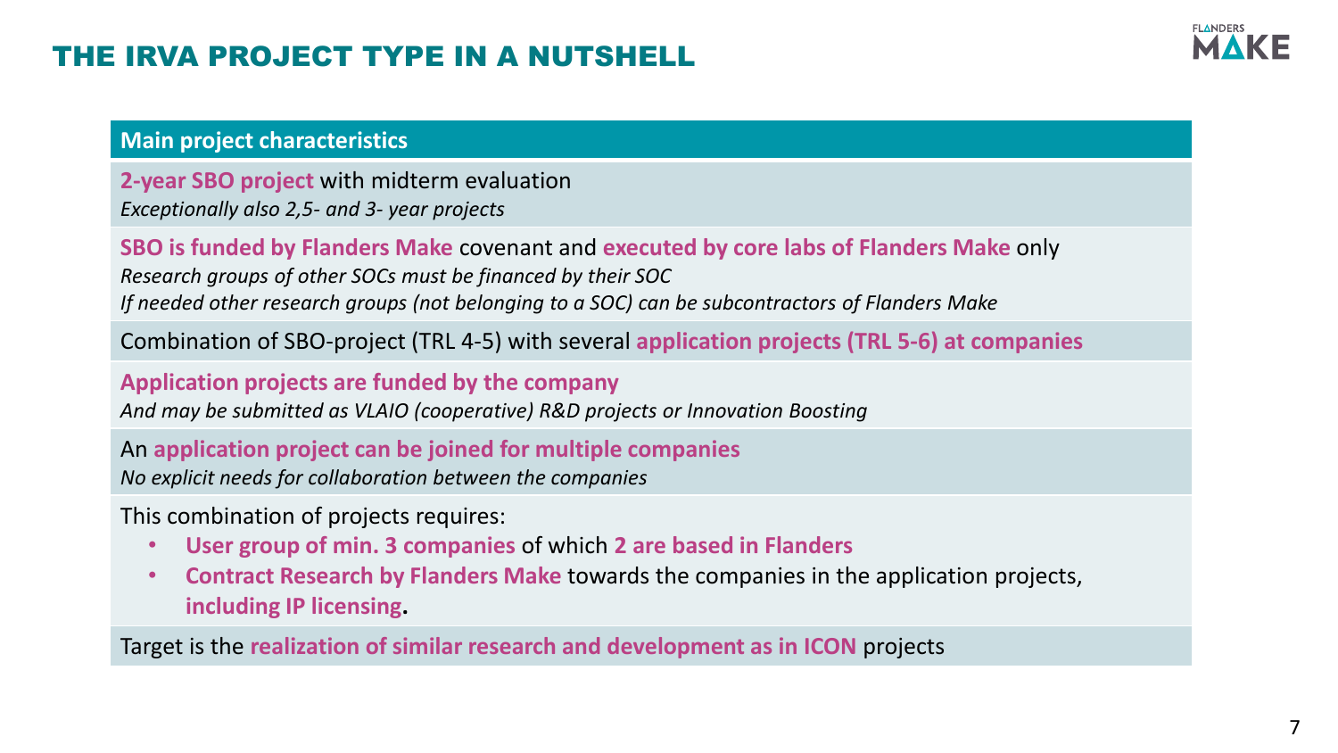# THE IRVA PROJECT TYPE IN A NUTSHELL

| Main project characteristics |
|---|
| **2-year SBO project** with midterm evaluation<br>*Exceptionally also 2,5- and 3- year projects* |
| **SBO is funded by Flanders Make** covenant and **executed by core labs of Flanders Make** only<br>*Research groups of other SOCs must be financed by their SOC*<br>*If needed other research groups (not belonging to a SOC) can be subcontractors of Flanders Make* |
| Combination of SBO-project (TRL 4-5) with several **application projects (TRL 5-6) at companies** |
| **Application projects are funded by the company**<br>*And may be submitted as VLAIO (cooperative) R&D projects or Innovation Boosting* |
| An **application project can be joined for multiple companies**<br>*No explicit needs for collaboration between the companies* |
| This combination of projects requires:<br>• **User group of min. 3 companies** of which **2 are based in Flanders**<br>• **Contract Research by Flanders Make** towards the companies in the application projects, **including IP licensing**. |
| Target is the **realization of similar research and development as in ICON** projects |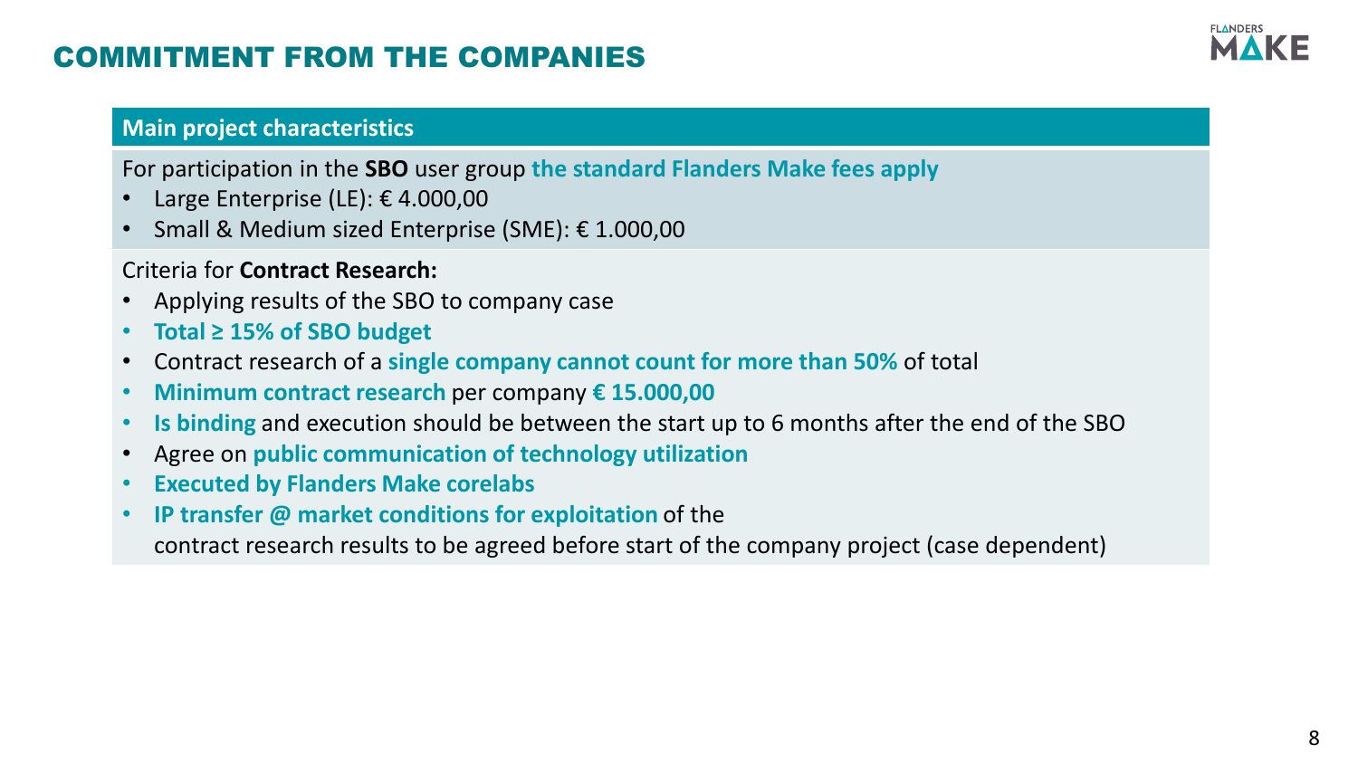# COMMITMENT FROM THE COMPANIES

## Main project characteristics

For participation in the **SBO** user group **the standard Flanders Make fees apply**

- Large Enterprise (LE): € 4.000,00
- Small & Medium sized Enterprise (SME): € 1.000,00

Criteria for **Contract Research:**

- Applying results of the SBO to company case
- **Total ≥ 15% of SBO budget**
- Contract research of a **single company cannot count for more than 50%** of total
- **Minimum contract research** per company **€ 15.000,00**
- **Is binding** and execution should be between the start up to 6 months after the end of the SBO
- Agree on **public communication of technology utilization**
- **Executed by Flanders Make corelabs**
- **IP transfer @ market conditions for exploitation** of the contract research results to be agreed before start of the company project (case dependent)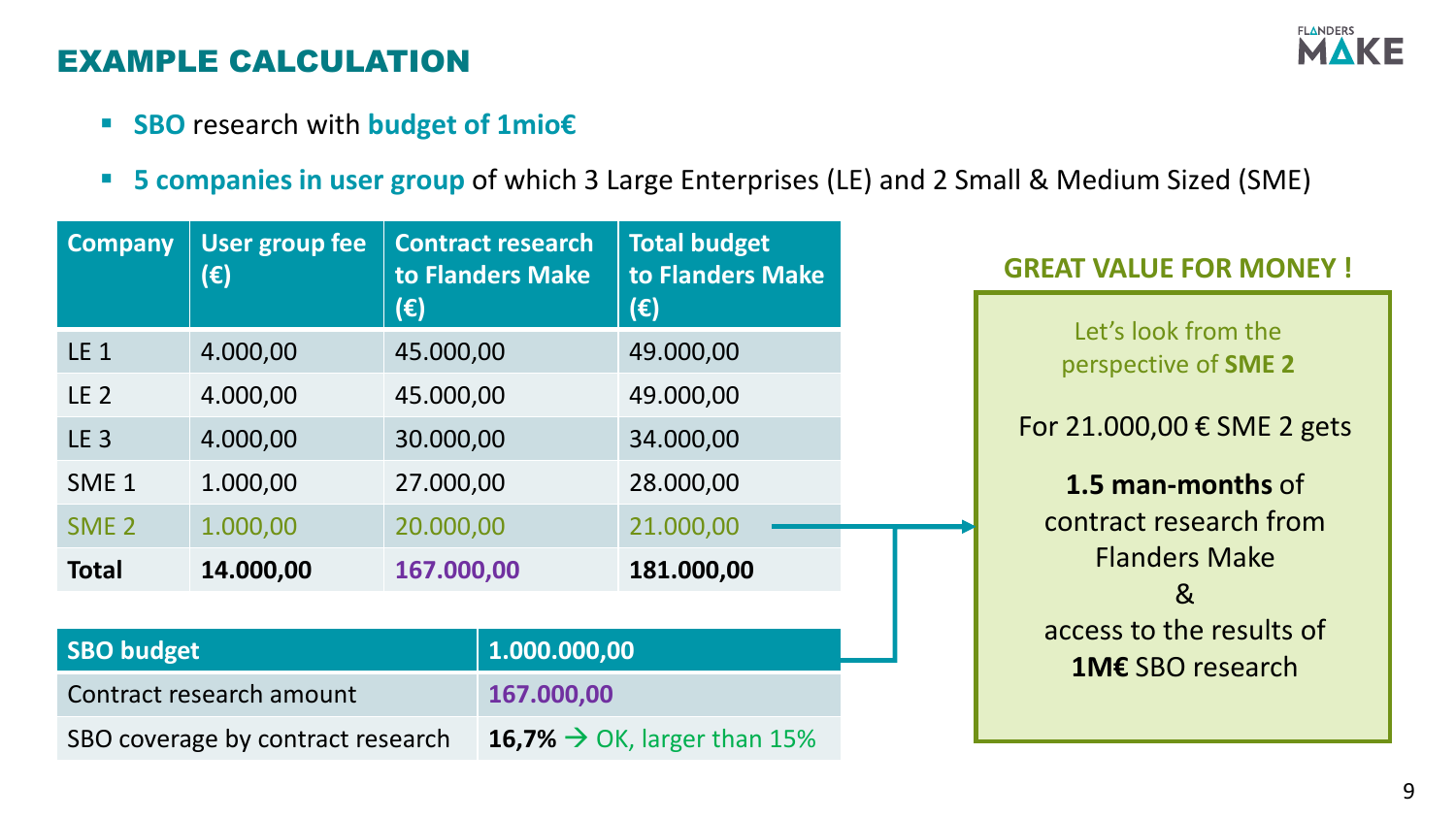# EXAMPLE CALCULATION

- **SBO** research with **budget of 1mio€**
- **5 companies in user group** of which 3 Large Enterprises (LE) and 2 Small & Medium Sized (SME)

| Company | User group fee (€) | Contract research to Flanders Make (€) | Total budget to Flanders Make (€) |
|---|---|---|---|
| LE 1 | 4.000,00 | 45.000,00 | 49.000,00 |
| LE 2 | 4.000,00 | 45.000,00 | 49.000,00 |
| LE 3 | 4.000,00 | 30.000,00 | 34.000,00 |
| SME 1 | 1.000,00 | 27.000,00 | 28.000,00 |
| SME 2 | 1.000,00 | 20.000,00 | 21.000,00 |
| **Total** | **14.000,00** | **167.000,00** | **181.000,00** |

| SBO budget | 1.000.000,00 |
|---|---|
| Contract research amount | **167.000,00** |
| SBO coverage by contract research | **16,7%** → OK, larger than 15% |

**GREAT VALUE FOR MONEY !**

Let's look from the perspective of **SME 2**

For 21.000,00 € SME 2 gets

**1.5 man-months** of contract research from Flanders Make
&
access to the results of **1M€** SBO research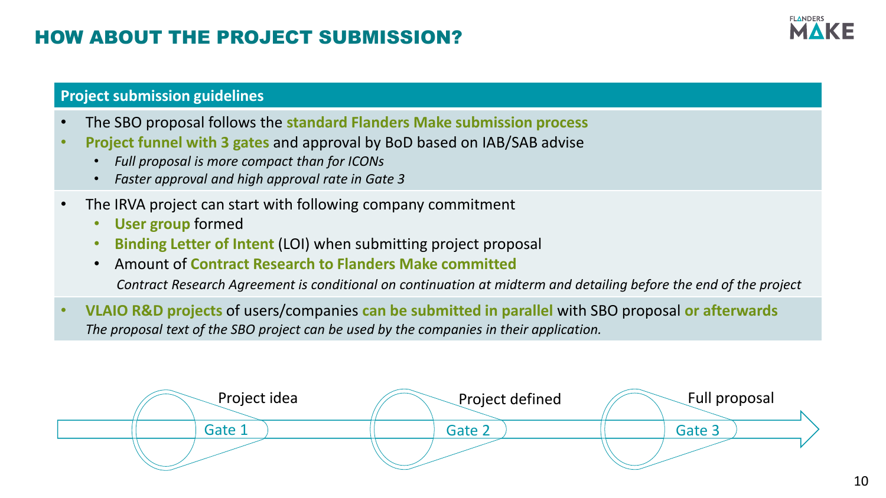# HOW ABOUT THE PROJECT SUBMISSION?

## Project submission guidelines

- The SBO proposal follows the **standard Flanders Make submission process**
- **Project funnel with 3 gates** and approval by BoD based on IAB/SAB advise
  - *Full proposal is more compact than for ICONs*
  - *Faster approval and high approval rate in Gate 3*

- The IRVA project can start with following company commitment
  - **User group** formed
  - **Binding Letter of Intent** (LOI) when submitting project proposal
  - Amount of **Contract Research to Flanders Make committed**

    *Contract Research Agreement is conditional on continuation at midterm and detailing before the end of the project*

- **VLAIO R&D projects** of users/companies **can be submitted in parallel** with SBO proposal **or afterwards**
  *The proposal text of the SBO project can be used by the companies in their application.*

Project idea — Gate 1 → Project defined — Gate 2 → Full proposal — Gate 3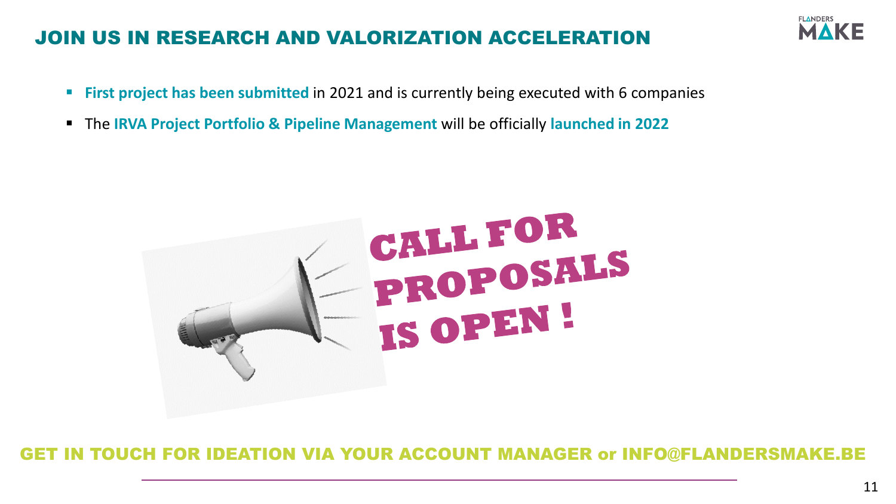# JOIN US IN RESEARCH AND VALORIZATION ACCELERATION

- **First project has been submitted** in 2021 and is currently being executed with 6 companies
- The **IRVA Project Portfolio & Pipeline Management** will be officially **launched in 2022**

**CALL FOR PROPOSALS IS OPEN !**

**GET IN TOUCH FOR IDEATION VIA YOUR ACCOUNT MANAGER or INFO@FLANDERSMAKE.BE**